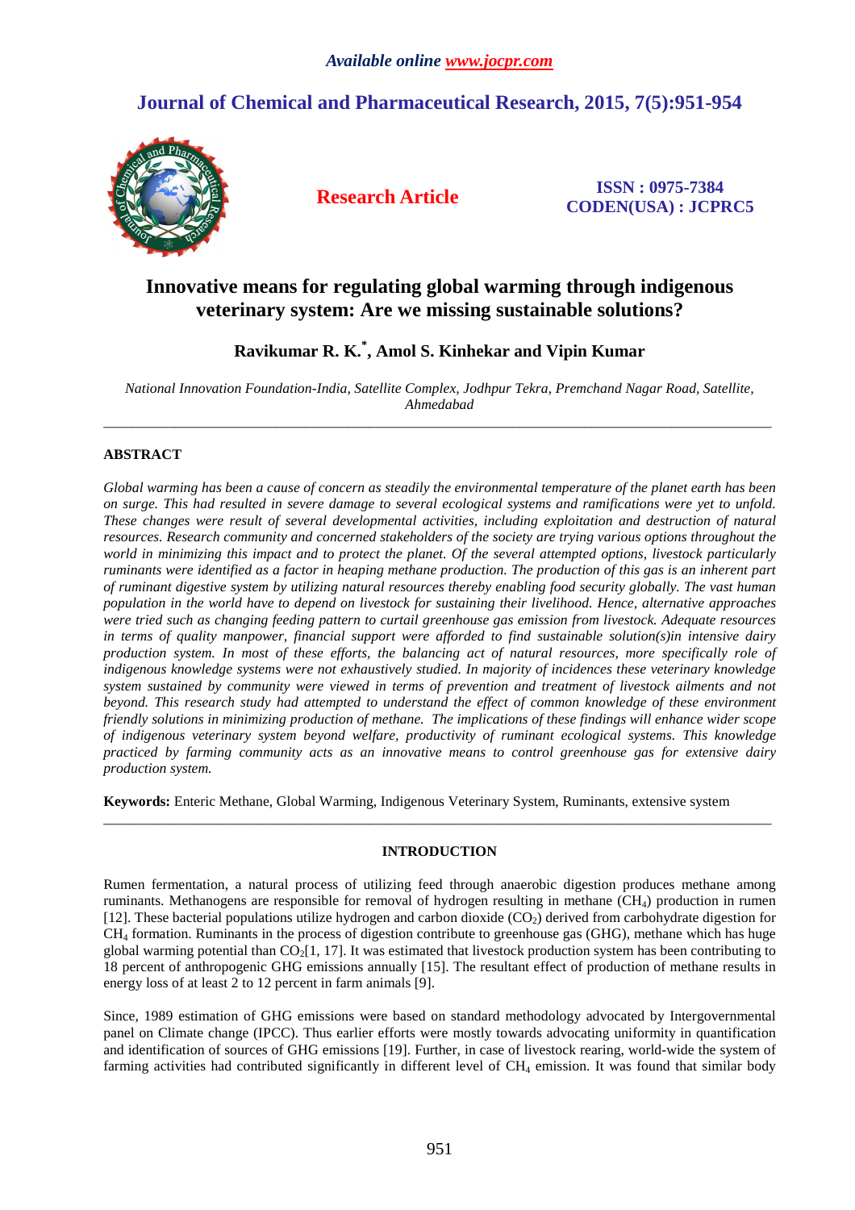*Available online www.jocpr.com*

# Journal of Chemical and Pharmaceutical Research, 2015, 7(5):951-954

**Research Article**

**ISSN : 0975-7384**
**CODEN(USA) : JCPRC5**

# Innovative means for regulating global warming through indigenous veterinary system: Are we missing sustainable solutions?

**Ravikumar R. K.\*, Amol S. Kinhekar and Vipin Kumar**

*National Innovation Foundation-India, Satellite Complex, Jodhpur Tekra, Premchand Nagar Road, Satellite, Ahmedabad*

---

## ABSTRACT

*Global warming has been a cause of concern as steadily the environmental temperature of the planet earth has been on surge. This had resulted in severe damage to several ecological systems and ramifications were yet to unfold. These changes were result of several developmental activities, including exploitation and destruction of natural resources. Research community and concerned stakeholders of the society are trying various options throughout the world in minimizing this impact and to protect the planet. Of the several attempted options, livestock particularly ruminants were identified as a factor in heaping methane production. The production of this gas is an inherent part of ruminant digestive system by utilizing natural resources thereby enabling food security globally. The vast human population in the world have to depend on livestock for sustaining their livelihood. Hence, alternative approaches were tried such as changing feeding pattern to curtail greenhouse gas emission from livestock. Adequate resources in terms of quality manpower, financial support were afforded to find sustainable solution(s)in intensive dairy production system. In most of these efforts, the balancing act of natural resources, more specifically role of indigenous knowledge systems were not exhaustively studied. In majority of incidences these veterinary knowledge system sustained by community were viewed in terms of prevention and treatment of livestock ailments and not beyond. This research study had attempted to understand the effect of common knowledge of these environment friendly solutions in minimizing production of methane. The implications of these findings will enhance wider scope of indigenous veterinary system beyond welfare, productivity of ruminant ecological systems. This knowledge practiced by farming community acts as an innovative means to control greenhouse gas for extensive dairy production system.*

**Keywords:** Enteric Methane, Global Warming, Indigenous Veterinary System, Ruminants, extensive system

---

## INTRODUCTION

Rumen fermentation, a natural process of utilizing feed through anaerobic digestion produces methane among ruminants. Methanogens are responsible for removal of hydrogen resulting in methane ($CH_4$) production in rumen [12]. These bacterial populations utilize hydrogen and carbon dioxide ($CO_2$) derived from carbohydrate digestion for $CH_4$ formation. Ruminants in the process of digestion contribute to greenhouse gas (GHG), methane which has huge global warming potential than $CO_2$[1, 17]. It was estimated that livestock production system has been contributing to 18 percent of anthropogenic GHG emissions annually [15]. The resultant effect of production of methane results in energy loss of at least 2 to 12 percent in farm animals [9].

Since, 1989 estimation of GHG emissions were based on standard methodology advocated by Intergovernmental panel on Climate change (IPCC). Thus earlier efforts were mostly towards advocating uniformity in quantification and identification of sources of GHG emissions [19]. Further, in case of livestock rearing, world-wide the system of farming activities had contributed significantly in different level of $CH_4$ emission. It was found that similar body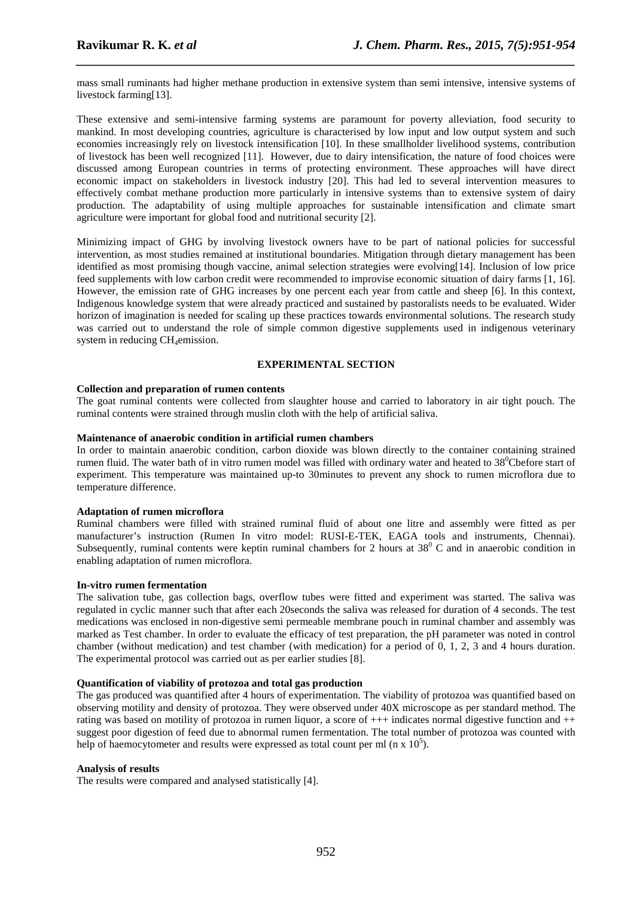mass small ruminants had higher methane production in extensive system than semi intensive, intensive systems of livestock farming[13].

These extensive and semi-intensive farming systems are paramount for poverty alleviation, food security to mankind. In most developing countries, agriculture is characterised by low input and low output system and such economies increasingly rely on livestock intensification [10]. In these smallholder livelihood systems, contribution of livestock has been well recognized [11]. However, due to dairy intensification, the nature of food choices were discussed among European countries in terms of protecting environment. These approaches will have direct economic impact on stakeholders in livestock industry [20]. This had led to several intervention measures to effectively combat methane production more particularly in intensive systems than to extensive system of dairy production. The adaptability of using multiple approaches for sustainable intensification and climate smart agriculture were important for global food and nutritional security [2].

Minimizing impact of GHG by involving livestock owners have to be part of national policies for successful intervention, as most studies remained at institutional boundaries. Mitigation through dietary management has been identified as most promising though vaccine, animal selection strategies were evolving[14]. Inclusion of low price feed supplements with low carbon credit were recommended to improvise economic situation of dairy farms [1, 16]. However, the emission rate of GHG increases by one percent each year from cattle and sheep [6]. In this context, Indigenous knowledge system that were already practiced and sustained by pastoralists needs to be evaluated. Wider horizon of imagination is needed for scaling up these practices towards environmental solutions. The research study was carried out to understand the role of simple common digestive supplements used in indigenous veterinary system in reducing $CH_4$emission.

## EXPERIMENTAL SECTION

**Collection and preparation of rumen contents**

The goat ruminal contents were collected from slaughter house and carried to laboratory in air tight pouch. The ruminal contents were strained through muslin cloth with the help of artificial saliva.

**Maintenance of anaerobic condition in artificial rumen chambers**

In order to maintain anaerobic condition, carbon dioxide was blown directly to the container containing strained rumen fluid. The water bath of in vitro rumen model was filled with ordinary water and heated to $38^0$Cbefore start of experiment. This temperature was maintained up-to 30minutes to prevent any shock to rumen microflora due to temperature difference.

**Adaptation of rumen microflora**

Ruminal chambers were filled with strained ruminal fluid of about one litre and assembly were fitted as per manufacturer's instruction (Rumen In vitro model: RUSI-E-TEK, EAGA tools and instruments, Chennai). Subsequently, ruminal contents were keptin ruminal chambers for 2 hours at $38^0$ C and in anaerobic condition in enabling adaptation of rumen microflora.

**In-vitro rumen fermentation**

The salivation tube, gas collection bags, overflow tubes were fitted and experiment was started. The saliva was regulated in cyclic manner such that after each 20seconds the saliva was released for duration of 4 seconds. The test medications was enclosed in non-digestive semi permeable membrane pouch in ruminal chamber and assembly was marked as Test chamber. In order to evaluate the efficacy of test preparation, the pH parameter was noted in control chamber (without medication) and test chamber (with medication) for a period of 0, 1, 2, 3 and 4 hours duration. The experimental protocol was carried out as per earlier studies [8].

**Quantification of viability of protozoa and total gas production**

The gas produced was quantified after 4 hours of experimentation. The viability of protozoa was quantified based on observing motility and density of protozoa. They were observed under 40X microscope as per standard method. The rating was based on motility of protozoa in rumen liquor, a score of +++ indicates normal digestive function and ++ suggest poor digestion of feed due to abnormal rumen fermentation. The total number of protozoa was counted with help of haemocytometer and results were expressed as total count per ml (n x $10^5$).

**Analysis of results**

The results were compared and analysed statistically [4].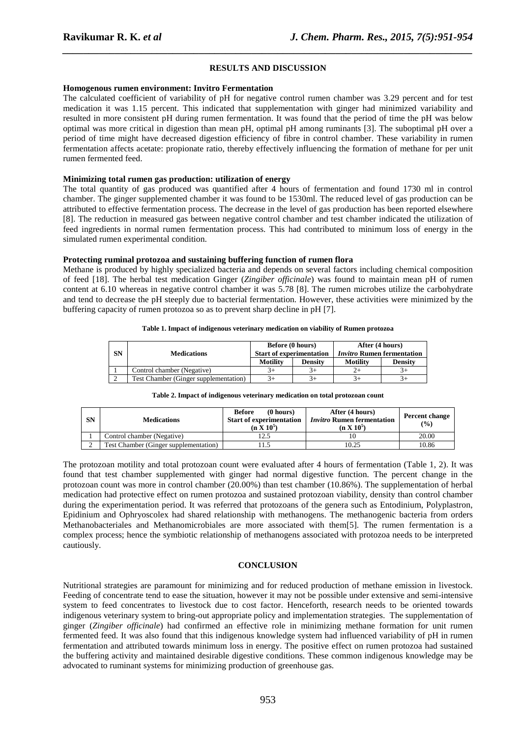## RESULTS AND DISCUSSION

### Homogenous rumen environment: Invitro Fermentation

The calculated coefficient of variability of pH for negative control rumen chamber was 3.29 percent and for test medication it was 1.15 percent. This indicated that supplementation with ginger had minimized variability and resulted in more consistent pH during rumen fermentation. It was found that the period of time the pH was below optimal was more critical in digestion than mean pH, optimal pH among ruminants [3]. The suboptimal pH over a period of time might have decreased digestion efficiency of fibre in control chamber. These variability in rumen fermentation affects acetate: propionate ratio, thereby effectively influencing the formation of methane for per unit rumen fermented feed.

### Minimizing total rumen gas production: utilization of energy

The total quantity of gas produced was quantified after 4 hours of fermentation and found 1730 ml in control chamber. The ginger supplemented chamber it was found to be 1530ml. The reduced level of gas production can be attributed to effective fermentation process. The decrease in the level of gas production has been reported elsewhere [8]. The reduction in measured gas between negative control chamber and test chamber indicated the utilization of feed ingredients in normal rumen fermentation process. This had contributed to minimum loss of energy in the simulated rumen experimental condition.

### Protecting ruminal protozoa and sustaining buffering function of rumen flora

Methane is produced by highly specialized bacteria and depends on several factors including chemical composition of feed [18]. The herbal test medication Ginger (*Zingiber officinale*) was found to maintain mean pH of rumen content at 6.10 whereas in negative control chamber it was 5.78 [8]. The rumen microbes utilize the carbohydrate and tend to decrease the pH steeply due to bacterial fermentation. However, these activities were minimized by the buffering capacity of rumen protozoa so as to prevent sharp decline in pH [7].

**Table 1. Impact of indigenous veterinary medication on viability of Rumen protozoa**

| SN | Medications | Before (0 hours) Start of experimentation | | After (4 hours) *Invitro* Rumen fermentation | |
|---|---|---|---|---|---|
| | | **Motility** | **Density** | **Motility** | **Density** |
| 1 | Control chamber (Negative) | 3+ | 3+ | 2+ | 3+ |
| 2 | Test Chamber (Ginger supplementation) | 3+ | 3+ | 3+ | 3+ |

**Table 2. Impact of indigenous veterinary medication on total protozoan count**

| SN | Medications | Before (0 hours) Start of experimentation (n X $10^5$) | After (4 hours) *Invitro* Rumen fermentation (n X $10^5$) | Percent change (%) |
|---|---|---|---|---|
| 1 | Control chamber (Negative) | 12.5 | 10 | 20.00 |
| 2 | Test Chamber (Ginger supplementation) | 11.5 | 10.25 | 10.86 |

The protozoan motility and total protozoan count were evaluated after 4 hours of fermentation (Table 1, 2). It was found that test chamber supplemented with ginger had normal digestive function. The percent change in the protozoan count was more in control chamber (20.00%) than test chamber (10.86%). The supplementation of herbal medication had protective effect on rumen protozoa and sustained protozoan viability, density than control chamber during the experimentation period. It was referred that protozoans of the genera such as Entodinium, Polyplastron, Epidinium and Ophryoscolex had shared relationship with methanogens. The methanogenic bacteria from orders Methanobacteriales and Methanomicrobiales are more associated with them[5]. The rumen fermentation is a complex process; hence the symbiotic relationship of methanogens associated with protozoa needs to be interpreted cautiously.

## CONCLUSION

Nutritional strategies are paramount for minimizing and for reduced production of methane emission in livestock. Feeding of concentrate tend to ease the situation, however it may not be possible under extensive and semi-intensive system to feed concentrates to livestock due to cost factor. Henceforth, research needs to be oriented towards indigenous veterinary system to bring-out appropriate policy and implementation strategies. The supplementation of ginger (*Zingiber officinale*) had confirmed an effective role in minimizing methane formation for unit rumen fermented feed. It was also found that this indigenous knowledge system had influenced variability of pH in rumen fermentation and attributed towards minimum loss in energy. The positive effect on rumen protozoa had sustained the buffering activity and maintained desirable digestive conditions. These common indigenous knowledge may be advocated to ruminant systems for minimizing production of greenhouse gas.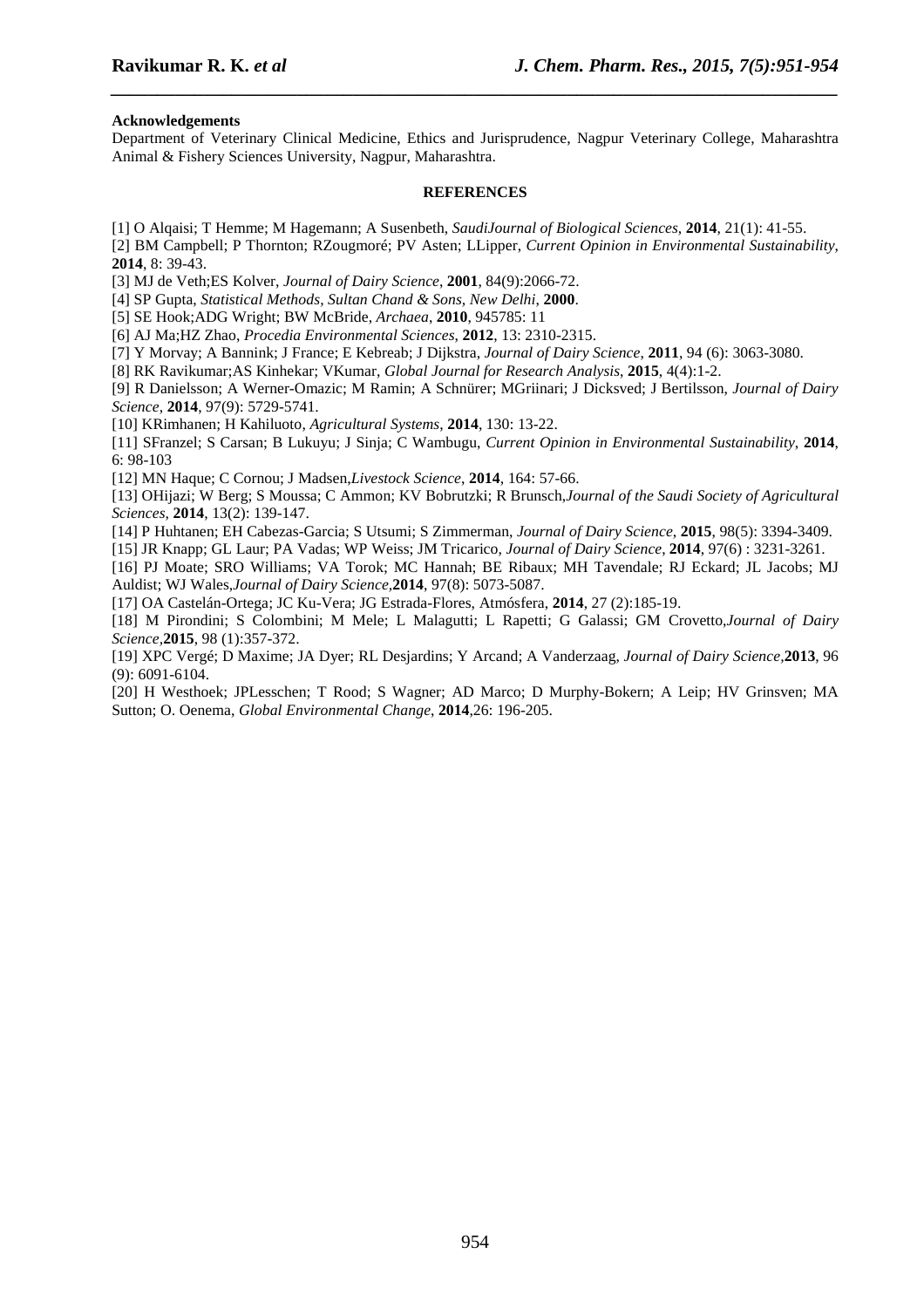**Acknowledgements**

Department of Veterinary Clinical Medicine, Ethics and Jurisprudence, Nagpur Veterinary College, Maharashtra Animal & Fishery Sciences University, Nagpur, Maharashtra.

## REFERENCES

[1] O Alqaisi; T Hemme; M Hagemann; A Susenbeth, *SaudiJournal of Biological Sciences*, **2014**, 21(1): 41-55.

[2] BM Campbell; P Thornton; RZougmoré; PV Asten; LLipper, *Current Opinion in Environmental Sustainability*, **2014**, 8: 39-43.

[3] MJ de Veth;ES Kolver, *Journal of Dairy Science*, **2001**, 84(9):2066-72.

[4] SP Gupta, *Statistical Methods, Sultan Chand & Sons, New Delhi*, **2000**.

[5] SE Hook;ADG Wright; BW McBride, *Archaea*, **2010**, 945785: 11

[6] AJ Ma;HZ Zhao, *Procedia Environmental Sciences*, **2012**, 13: 2310-2315.

[7] Y Morvay; A Bannink; J France; E Kebreab; J Dijkstra, *Journal of Dairy Science*, **2011**, 94 (6): 3063-3080.

[8] RK Ravikumar;AS Kinhekar; VKumar, *Global Journal for Research Analysis*, **2015**, 4(4):1-2.

[9] R Danielsson; A Werner-Omazic; M Ramin; A Schnürer; MGriinari; J Dicksved; J Bertilsson, *Journal of Dairy Science*, **2014**, 97(9): 5729-5741.

[10] KRimhanen; H Kahiluoto, *Agricultural Systems*, **2014**, 130: 13-22.

[11] SFranzel; S Carsan; B Lukuyu; J Sinja; C Wambugu, *Current Opinion in Environmental Sustainability*, **2014**, 6: 98-103

[12] MN Haque; C Cornou; J Madsen,*Livestock Science*, **2014**, 164: 57-66.

[13] OHijazi; W Berg; S Moussa; C Ammon; KV Bobrutzki; R Brunsch,*Journal of the Saudi Society of Agricultural Sciences*, **2014**, 13(2): 139-147.

[14] P Huhtanen; EH Cabezas-Garcia; S Utsumi; S Zimmerman, *Journal of Dairy Science*, **2015**, 98(5): 3394-3409.

[15] JR Knapp; GL Laur; PA Vadas; WP Weiss; JM Tricarico, *Journal of Dairy Science*, **2014**, 97(6) : 3231-3261.

[16] PJ Moate; SRO Williams; VA Torok; MC Hannah; BE Ribaux; MH Tavendale; RJ Eckard; JL Jacobs; MJ Auldist; WJ Wales,*Journal of Dairy Science*,**2014**, 97(8): 5073-5087.

[17] OA Castelán-Ortega; JC Ku-Vera; JG Estrada-Flores, Atmósfera, **2014**, 27 (2):185-19.

[18] M Pirondini; S Colombini; M Mele; L Malagutti; L Rapetti; G Galassi; GM Crovetto,*Journal of Dairy Science*,**2015**, 98 (1):357-372.

[19] XPC Vergé; D Maxime; JA Dyer; RL Desjardins; Y Arcand; A Vanderzaag, *Journal of Dairy Science*,**2013**, 96 (9): 6091-6104.

[20] H Westhoek; JPLesschen; T Rood; S Wagner; AD Marco; D Murphy-Bokern; A Leip; HV Grinsven; MA Sutton; O. Oenema, *Global Environmental Change*, **2014**,26: 196-205.